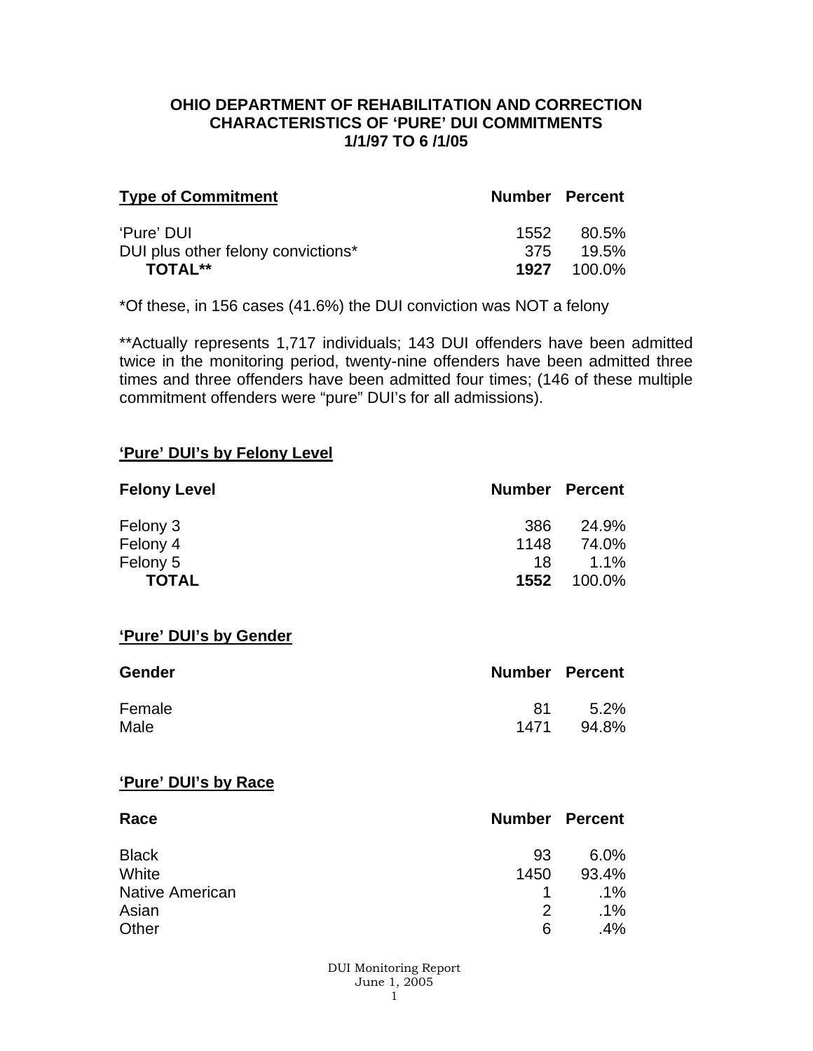# OHIO DEPARTMENT OF REHABILITATION AND CORRECTION
## CHARACTERISTICS OF 'PURE' DUI COMMITMENTS
## 1/1/97 TO 6 /1/05

| Type of Commitment | Number | Percent |
|---|---|---|
| 'Pure' DUI | 1552 | 80.5% |
| DUI plus other felony convictions* | 375 | 19.5% |
| **TOTAL**** | **1927** | 100.0% |

*Of these, in 156 cases (41.6%) the DUI conviction was NOT a felony

**Actually represents 1,717 individuals; 143 DUI offenders have been admitted twice in the monitoring period, twenty-nine offenders have been admitted three times and three offenders have been admitted four times; (146 of these multiple commitment offenders were "pure" DUI's for all admissions).

### 'Pure' DUI's by Felony Level

| Felony Level | Number | Percent |
|---|---|---|
| Felony 3 | 386 | 24.9% |
| Felony 4 | 1148 | 74.0% |
| Felony 5 | 18 | 1.1% |
| **TOTAL** | **1552** | 100.0% |

### 'Pure' DUI's by Gender

| Gender | Number | Percent |
|---|---|---|
| Female | 81 | 5.2% |
| Male | 1471 | 94.8% |

### 'Pure' DUI's by Race

| Race | Number | Percent |
|---|---|---|
| Black | 93 | 6.0% |
| White | 1450 | 93.4% |
| Native American | 1 | .1% |
| Asian | 2 | .1% |
| Other | 6 | .4% |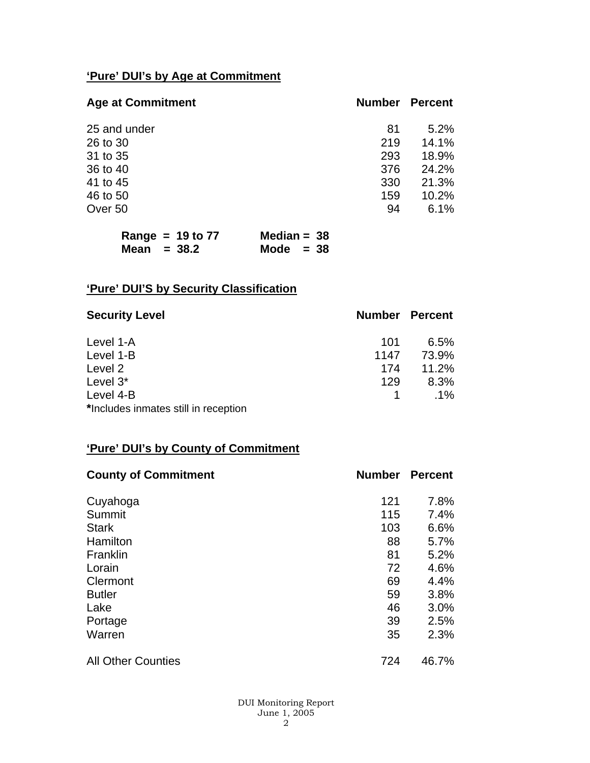## 'Pure' DUI's by Age at Commitment

| Age at Commitment | Number | Percent |
|---|---|---|
| 25 and under | 81 | 5.2% |
| 26 to 30 | 219 | 14.1% |
| 31 to 35 | 293 | 18.9% |
| 36 to 40 | 376 | 24.2% |
| 41 to 45 | 330 | 21.3% |
| 46 to 50 | 159 | 10.2% |
| Over 50 | 94 | 6.1% |

**Range = 19 to 77** **Median = 38**
**Mean = 38.2** **Mode = 38**

## 'Pure' DUI'S by Security Classification

| Security Level | Number | Percent |
|---|---|---|
| Level 1-A | 101 | 6.5% |
| Level 1-B | 1147 | 73.9% |
| Level 2 | 174 | 11.2% |
| Level 3* | 129 | 8.3% |
| Level 4-B | 1 | .1% |

***Includes inmates still in reception**

## 'Pure' DUI's by County of Commitment

| County of Commitment | Number | Percent |
|---|---|---|
| Cuyahoga | 121 | 7.8% |
| Summit | 115 | 7.4% |
| Stark | 103 | 6.6% |
| Hamilton | 88 | 5.7% |
| Franklin | 81 | 5.2% |
| Lorain | 72 | 4.6% |
| Clermont | 69 | 4.4% |
| Butler | 59 | 3.8% |
| Lake | 46 | 3.0% |
| Portage | 39 | 2.5% |
| Warren | 35 | 2.3% |
| All Other Counties | 724 | 46.7% |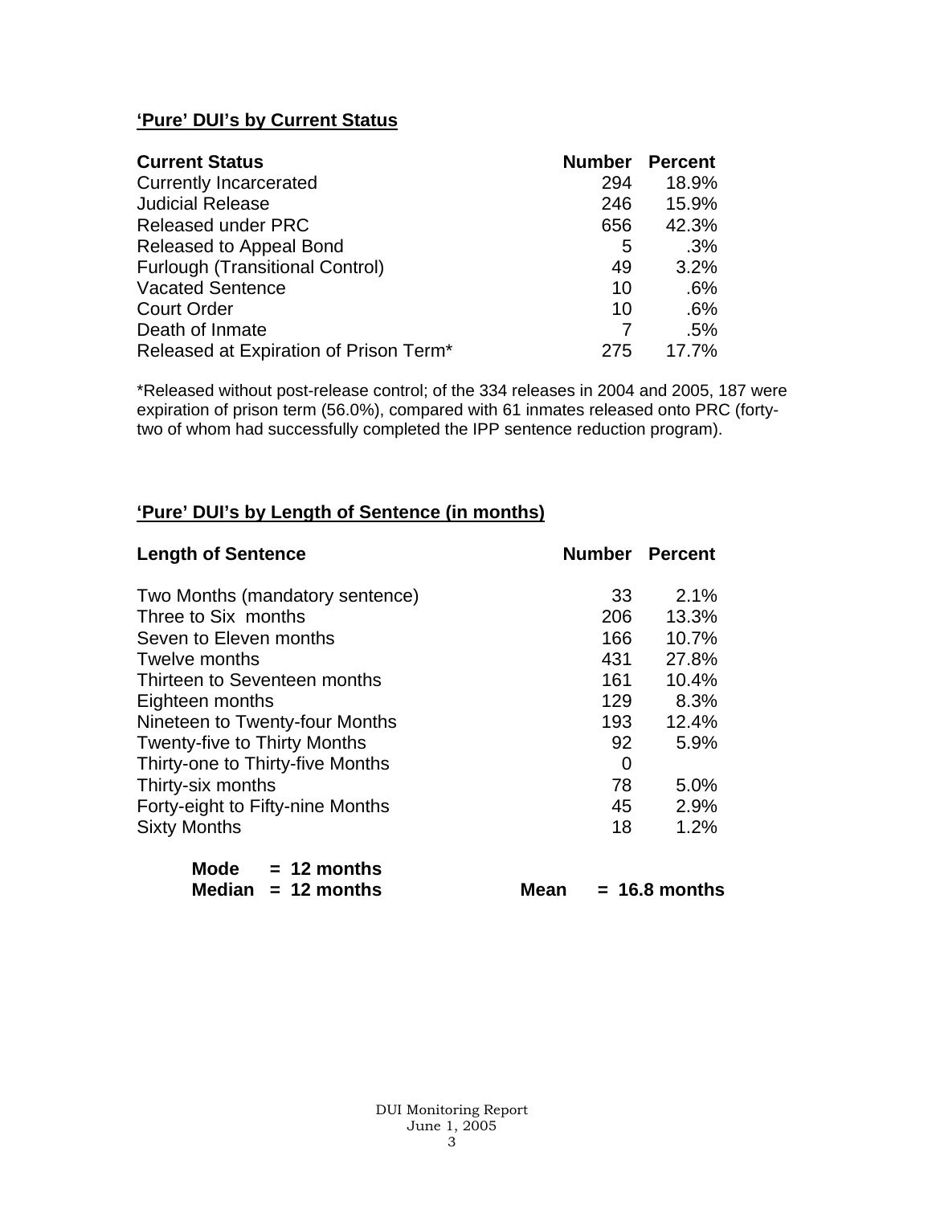## 'Pure' DUI's by Current Status

| Current Status | Number | Percent |
|---|---|---|
| Currently Incarcerated | 294 | 18.9% |
| Judicial Release | 246 | 15.9% |
| Released under PRC | 656 | 42.3% |
| Released to Appeal Bond | 5 | .3% |
| Furlough (Transitional Control) | 49 | 3.2% |
| Vacated Sentence | 10 | .6% |
| Court Order | 10 | .6% |
| Death of Inmate | 7 | .5% |
| Released at Expiration of Prison Term* | 275 | 17.7% |

*Released without post-release control; of the 334 releases in 2004 and 2005, 187 were expiration of prison term (56.0%), compared with 61 inmates released onto PRC (forty-two of whom had successfully completed the IPP sentence reduction program).

## 'Pure' DUI's by Length of Sentence (in months)

| Length of Sentence | Number | Percent |
|---|---|---|
| Two Months (mandatory sentence) | 33 | 2.1% |
| Three to Six months | 206 | 13.3% |
| Seven to Eleven months | 166 | 10.7% |
| Twelve months | 431 | 27.8% |
| Thirteen to Seventeen months | 161 | 10.4% |
| Eighteen months | 129 | 8.3% |
| Nineteen to Twenty-four Months | 193 | 12.4% |
| Twenty-five to Thirty Months | 92 | 5.9% |
| Thirty-one to Thirty-five Months | 0 | |
| Thirty-six months | 78 | 5.0% |
| Forty-eight to Fifty-nine Months | 45 | 2.9% |
| Sixty Months | 18 | 1.2% |

**Mode = 12 months**
**Median = 12 months** **Mean = 16.8 months**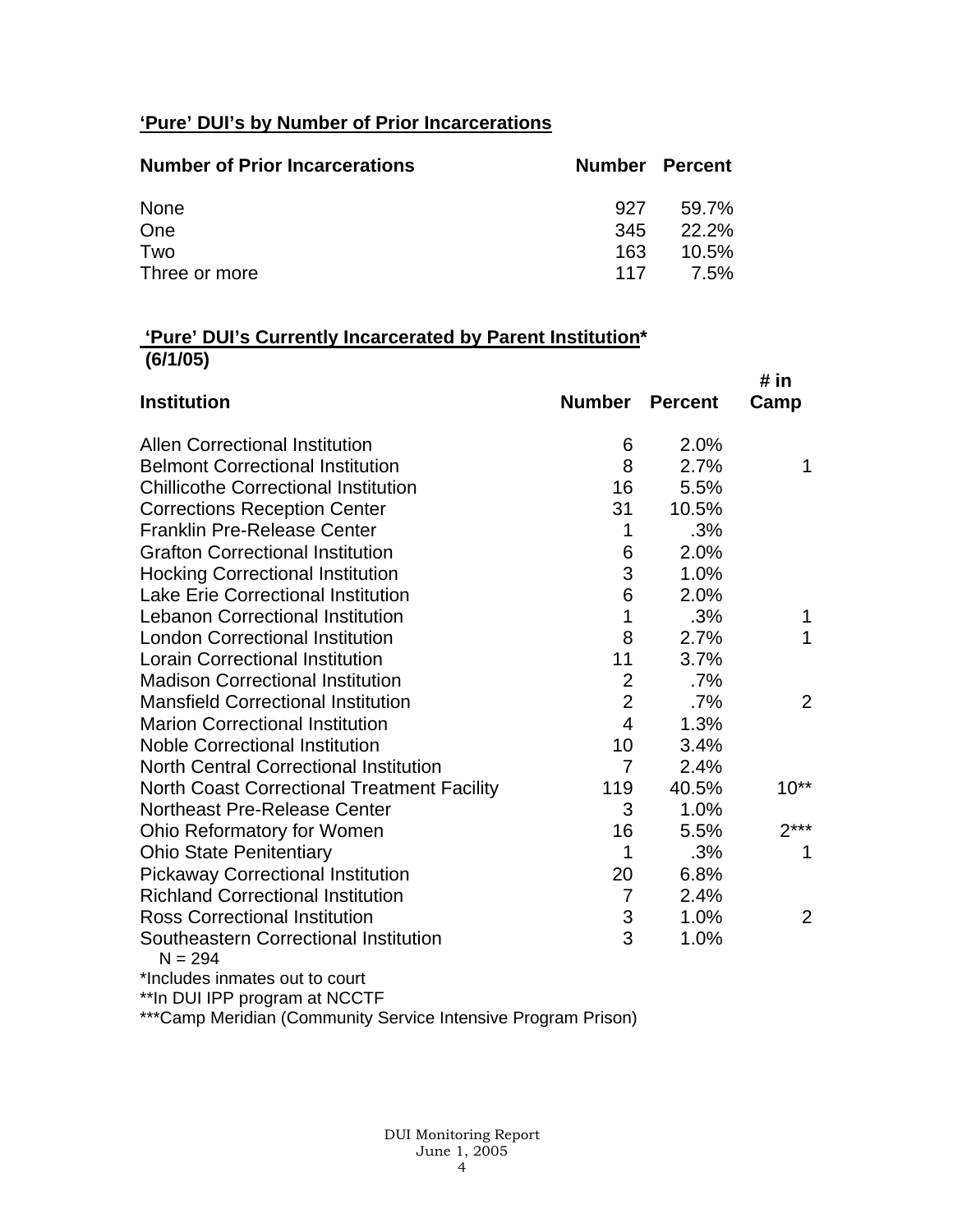**'Pure' DUI's by Number of Prior Incarcerations**

| Number of Prior Incarcerations | Number | Percent |
|---|---|---|
| None | 927 | 59.7% |
| One | 345 | 22.2% |
| Two | 163 | 10.5% |
| Three or more | 117 | 7.5% |

**'Pure' DUI's Currently Incarcerated by Parent Institution*** **(6/1/05)**

| Institution | Number | Percent | # in Camp |
|---|---|---|---|
| Allen Correctional Institution | 6 | 2.0% | |
| Belmont Correctional Institution | 8 | 2.7% | 1 |
| Chillicothe Correctional Institution | 16 | 5.5% | |
| Corrections Reception Center | 31 | 10.5% | |
| Franklin Pre-Release Center | 1 | .3% | |
| Grafton Correctional Institution | 6 | 2.0% | |
| Hocking Correctional Institution | 3 | 1.0% | |
| Lake Erie Correctional Institution | 6 | 2.0% | |
| Lebanon Correctional Institution | 1 | .3% | 1 |
| London Correctional Institution | 8 | 2.7% | 1 |
| Lorain Correctional Institution | 11 | 3.7% | |
| Madison Correctional Institution | 2 | .7% | |
| Mansfield Correctional Institution | 2 | .7% | 2 |
| Marion Correctional Institution | 4 | 1.3% | |
| Noble Correctional Institution | 10 | 3.4% | |
| North Central Correctional Institution | 7 | 2.4% | |
| North Coast Correctional Treatment Facility | 119 | 40.5% | 10** |
| Northeast Pre-Release Center | 3 | 1.0% | |
| Ohio Reformatory for Women | 16 | 5.5% | 2*** |
| Ohio State Penitentiary | 1 | .3% | 1 |
| Pickaway Correctional Institution | 20 | 6.8% | |
| Richland Correctional Institution | 7 | 2.4% | |
| Ross Correctional Institution | 3 | 1.0% | 2 |
| Southeastern Correctional Institution | 3 | 1.0% | |

N = 294

*Includes inmates out to court

**In DUI IPP program at NCCTF

***Camp Meridian (Community Service Intensive Program Prison)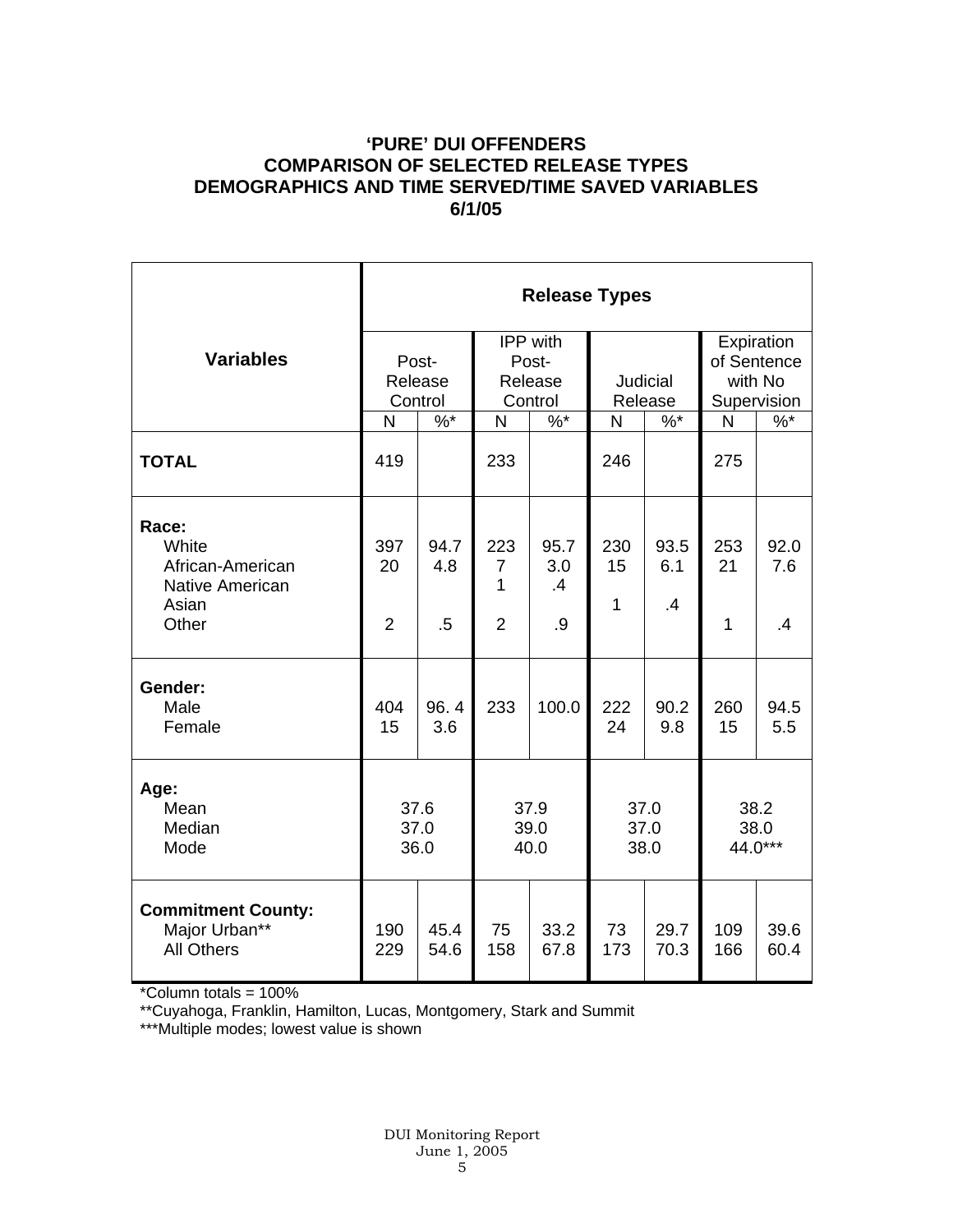**'PURE' DUI OFFENDERS**
**COMPARISON OF SELECTED RELEASE TYPES**
**DEMOGRAPHICS AND TIME SERVED/TIME SAVED VARIABLES**
**6/1/05**

| Variables | Release Types | | | | | | | |
|---|---|---|---|---|---|---|---|---|
| | Post-Release Control | | IPP with Post-Release Control | | Judicial Release | | Expiration of Sentence with No Supervision | |
| | N | %* | N | %* | N | %* | N | %* |
| **TOTAL** | 419 | | 233 | | 246 | | 275 | |
| **Race:** | | | | | | | | |
| White | 397 | 94.7 | 223 | 95.7 | 230 | 93.5 | 253 | 92.0 |
| African-American | 20 | 4.8 | 7 | 3.0 | 15 | 6.1 | 21 | 7.6 |
| Native American | | | 1 | .4 | | | | |
| Asian | | | | | 1 | .4 | | |
| Other | 2 | .5 | 2 | .9 | | | 1 | .4 |
| **Gender:** | | | | | | | | |
| Male | 404 | 96. 4 | 233 | 100.0 | 222 | 90.2 | 260 | 94.5 |
| Female | 15 | 3.6 | | | 24 | 9.8 | 15 | 5.5 |
| **Age:** | | | | | | | | |
| Mean | 37.6 | | 37.9 | | 37.0 | | 38.2 | |
| Median | 37.0 | | 39.0 | | 37.0 | | 38.0 | |
| Mode | 36.0 | | 40.0 | | 38.0 | | 44.0*** | |
| **Commitment County:** | | | | | | | | |
| Major Urban** | 190 | 45.4 | 75 | 33.2 | 73 | 29.7 | 109 | 39.6 |
| All Others | 229 | 54.6 | 158 | 67.8 | 173 | 70.3 | 166 | 60.4 |

*Column totals = 100%

**Cuyahoga, Franklin, Hamilton, Lucas, Montgomery, Stark and Summit

***Multiple modes; lowest value is shown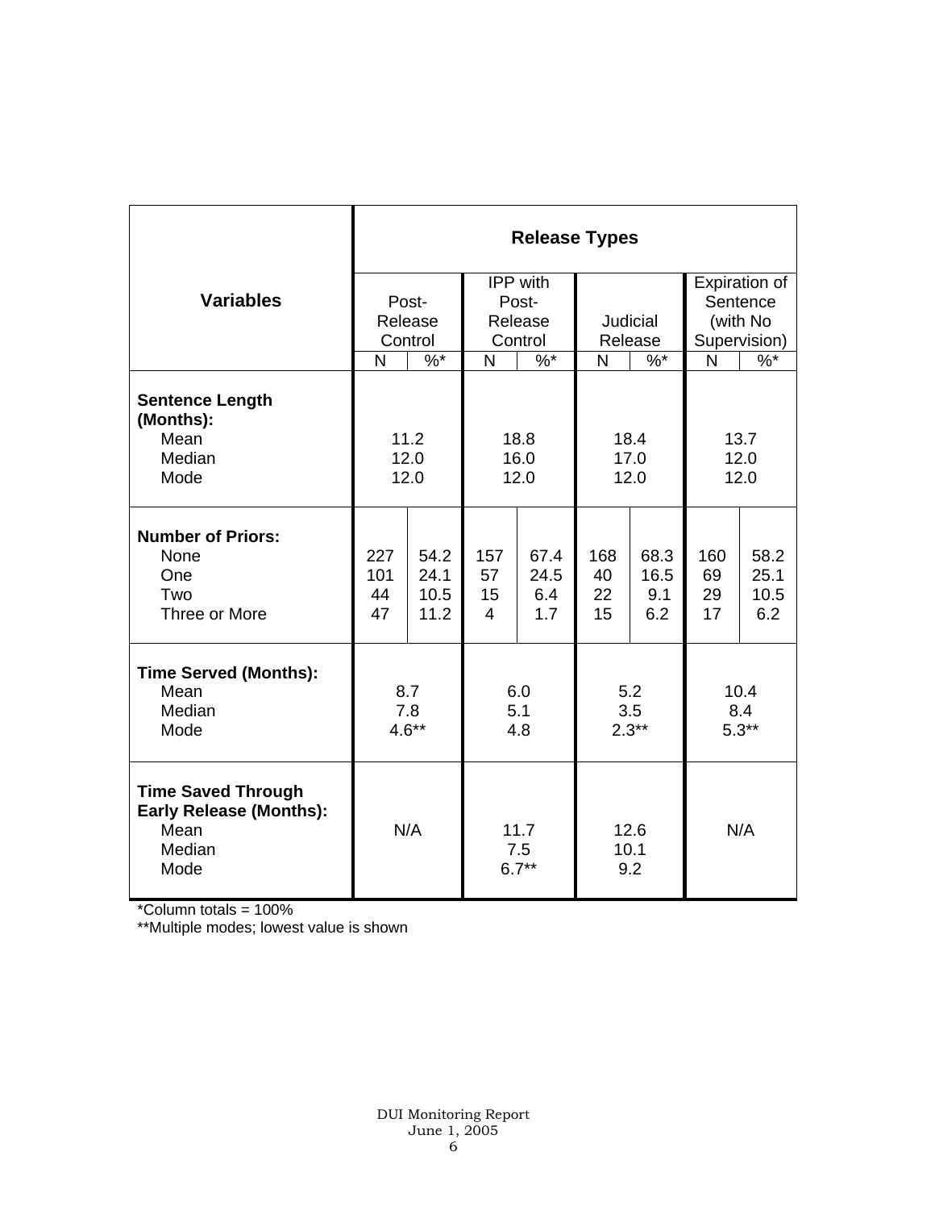| Variables | Release Types | | | | | | | |
|---|---|---|---|---|---|---|---|---|
| | Post-Release Control | | IPP with Post-Release Control | | Judicial Release | | Expiration of Sentence (with No Supervision) | |
| | N | %* | N | %* | N | %* | N | %* |
| **Sentence Length (Months):** | | | | | | | | |
| Mean | 11.2 | | 18.8 | | 18.4 | | 13.7 | |
| Median | 12.0 | | 16.0 | | 17.0 | | 12.0 | |
| Mode | 12.0 | | 12.0 | | 12.0 | | 12.0 | |
| **Number of Priors:** | | | | | | | | |
| None | 227 | 54.2 | 157 | 67.4 | 168 | 68.3 | 160 | 58.2 |
| One | 101 | 24.1 | 57 | 24.5 | 40 | 16.5 | 69 | 25.1 |
| Two | 44 | 10.5 | 15 | 6.4 | 22 | 9.1 | 29 | 10.5 |
| Three or More | 47 | 11.2 | 4 | 1.7 | 15 | 6.2 | 17 | 6.2 |
| **Time Served (Months):** | | | | | | | | |
| Mean | 8.7 | | 6.0 | | 5.2 | | 10.4 | |
| Median | 7.8 | | 5.1 | | 3.5 | | 8.4 | |
| Mode | 4.6** | | 4.8 | | 2.3** | | 5.3** | |
| **Time Saved Through Early Release (Months):** | | | | | | | | |
| Mean | N/A | | 11.7 | | 12.6 | | N/A | |
| Median | | | 7.5 | | 10.1 | | | |
| Mode | | | 6.7** | | 9.2 | | | |

*Column totals = 100%

**Multiple modes; lowest value is shown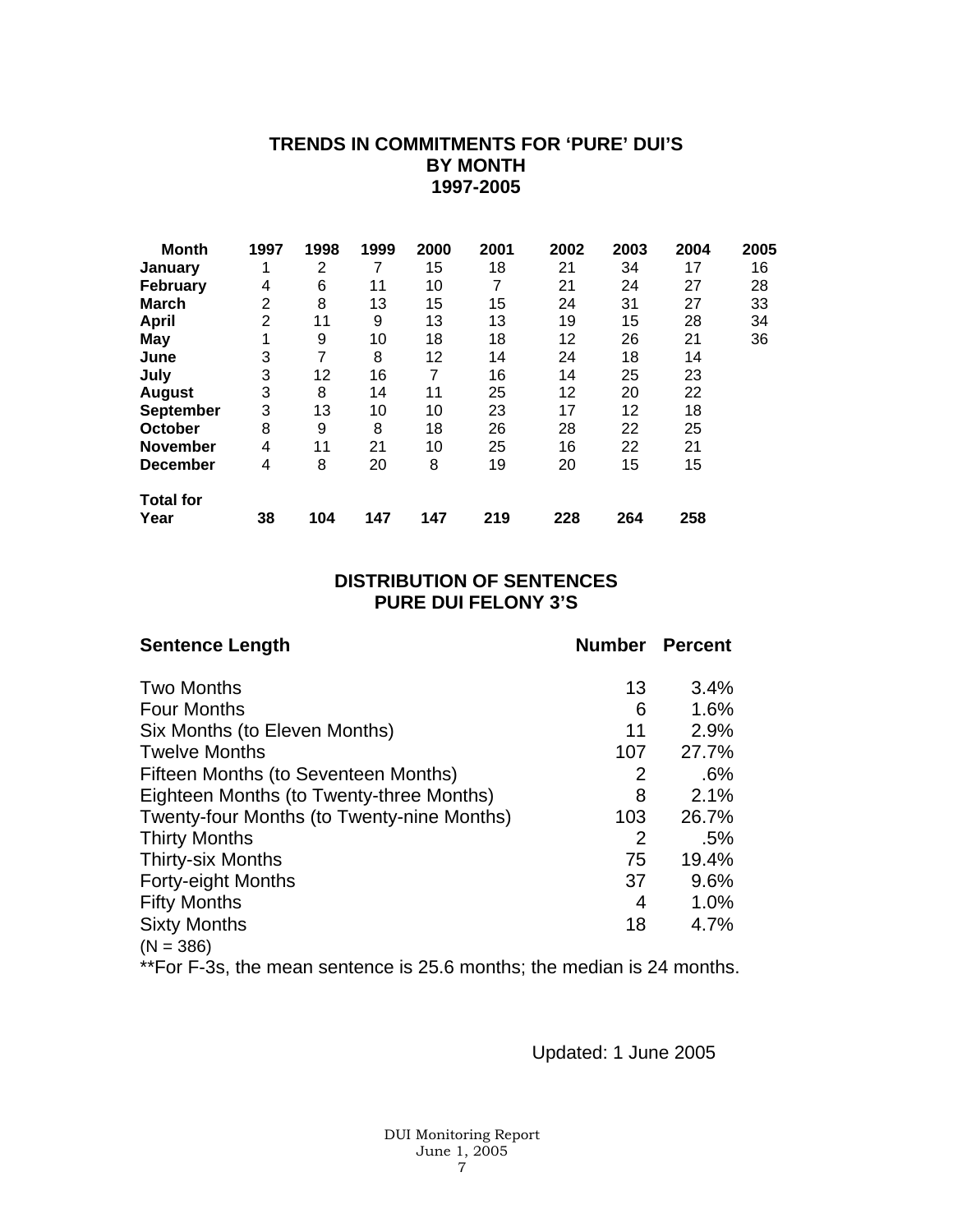## TRENDS IN COMMITMENTS FOR 'PURE' DUI'S
## BY MONTH
## 1997-2005

| Month | 1997 | 1998 | 1999 | 2000 | 2001 | 2002 | 2003 | 2004 | 2005 |
|---|---|---|---|---|---|---|---|---|---|
| **January** | 1 | 2 | 7 | 15 | 18 | 21 | 34 | 17 | 16 |
| **February** | 4 | 6 | 11 | 10 | 7 | 21 | 24 | 27 | 28 |
| **March** | 2 | 8 | 13 | 15 | 15 | 24 | 31 | 27 | 33 |
| **April** | 2 | 11 | 9 | 13 | 13 | 19 | 15 | 28 | 34 |
| **May** | 1 | 9 | 10 | 18 | 18 | 12 | 26 | 21 | 36 |
| **June** | 3 | 7 | 8 | 12 | 14 | 24 | 18 | 14 | |
| **July** | 3 | 12 | 16 | 7 | 16 | 14 | 25 | 23 | |
| **August** | 3 | 8 | 14 | 11 | 25 | 12 | 20 | 22 | |
| **September** | 3 | 13 | 10 | 10 | 23 | 17 | 12 | 18 | |
| **October** | 8 | 9 | 8 | 18 | 26 | 28 | 22 | 25 | |
| **November** | 4 | 11 | 21 | 10 | 25 | 16 | 22 | 21 | |
| **December** | 4 | 8 | 20 | 8 | 19 | 20 | 15 | 15 | |
| **Total for Year** | **38** | **104** | **147** | **147** | **219** | **228** | **264** | **258** | |

## DISTRIBUTION OF SENTENCES
## PURE DUI FELONY 3'S

| Sentence Length | Number | Percent |
|---|---|---|
| Two Months | 13 | 3.4% |
| Four Months | 6 | 1.6% |
| Six Months (to Eleven Months) | 11 | 2.9% |
| Twelve Months | 107 | 27.7% |
| Fifteen Months (to Seventeen Months) | 2 | .6% |
| Eighteen Months (to Twenty-three Months) | 8 | 2.1% |
| Twenty-four Months (to Twenty-nine Months) | 103 | 26.7% |
| Thirty Months | 2 | .5% |
| Thirty-six Months | 75 | 19.4% |
| Forty-eight Months | 37 | 9.6% |
| Fifty Months | 4 | 1.0% |
| Sixty Months | 18 | 4.7% |

(N = 386)

**For F-3s, the mean sentence is 25.6 months; the median is 24 months.

Updated: 1 June 2005